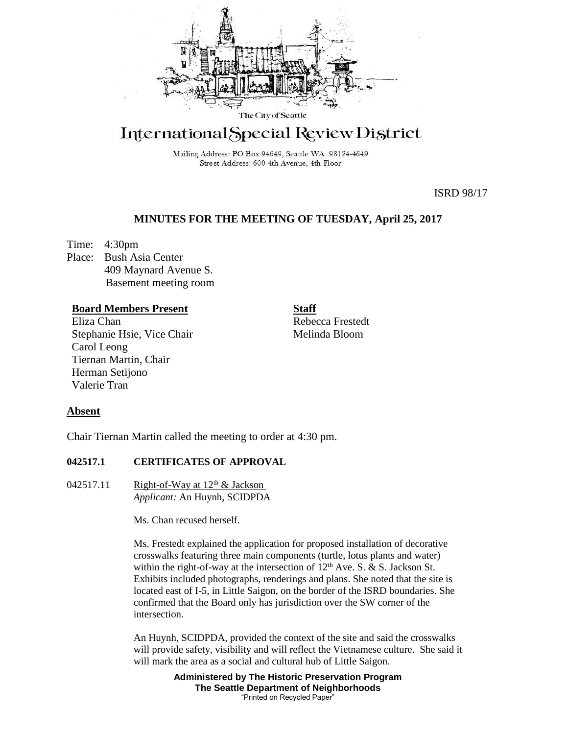The City of Seattle

# International Special Review District

Mailing Address: PO Box 94649, Seattle WA 98124-4649
Street Address: 600 4th Avenue, 4th Floor

ISRD 98/17

## MINUTES FOR THE MEETING OF TUESDAY, April 25, 2017

Time: 4:30pm
Place: Bush Asia Center
409 Maynard Avenue S.
Basement meeting room

**Board Members Present**
Eliza Chan
Stephanie Hsie, Vice Chair
Carol Leong
Tiernan Martin, Chair
Herman Setijono
Valerie Tran

**Staff**
Rebecca Frestedt
Melinda Bloom

**Absent**

Chair Tiernan Martin called the meeting to order at 4:30 pm.

**042517.1 CERTIFICATES OF APPROVAL**

042517.11 Right-of-Way at 12th & Jackson
*Applicant:* An Huynh, SCIDPDA

Ms. Chan recused herself.

Ms. Frestedt explained the application for proposed installation of decorative crosswalks featuring three main components (turtle, lotus plants and water) within the right-of-way at the intersection of 12th Ave. S. & S. Jackson St. Exhibits included photographs, renderings and plans. She noted that the site is located east of I-5, in Little Saigon, on the border of the ISRD boundaries. She confirmed that the Board only has jurisdiction over the SW corner of the intersection.

An Huynh, SCIDPDA, provided the context of the site and said the crosswalks will provide safety, visibility and will reflect the Vietnamese culture. She said it will mark the area as a social and cultural hub of Little Saigon.

**Administered by The Historic Preservation Program**
**The Seattle Department of Neighborhoods**
"Printed on Recycled Paper"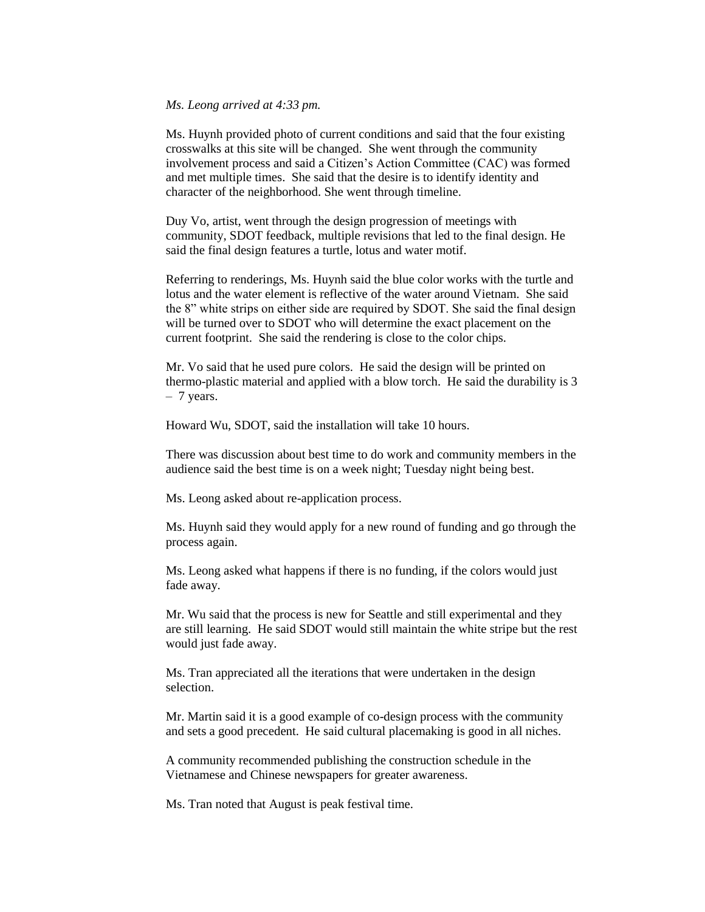*Ms. Leong arrived at 4:33 pm.*

Ms. Huynh provided photo of current conditions and said that the four existing crosswalks at this site will be changed. She went through the community involvement process and said a Citizen's Action Committee (CAC) was formed and met multiple times. She said that the desire is to identify identity and character of the neighborhood. She went through timeline.

Duy Vo, artist, went through the design progression of meetings with community, SDOT feedback, multiple revisions that led to the final design. He said the final design features a turtle, lotus and water motif.

Referring to renderings, Ms. Huynh said the blue color works with the turtle and lotus and the water element is reflective of the water around Vietnam. She said the 8" white strips on either side are required by SDOT. She said the final design will be turned over to SDOT who will determine the exact placement on the current footprint. She said the rendering is close to the color chips.

Mr. Vo said that he used pure colors. He said the design will be printed on thermo-plastic material and applied with a blow torch. He said the durability is 3 – 7 years.

Howard Wu, SDOT, said the installation will take 10 hours.

There was discussion about best time to do work and community members in the audience said the best time is on a week night; Tuesday night being best.

Ms. Leong asked about re-application process.

Ms. Huynh said they would apply for a new round of funding and go through the process again.

Ms. Leong asked what happens if there is no funding, if the colors would just fade away.

Mr. Wu said that the process is new for Seattle and still experimental and they are still learning. He said SDOT would still maintain the white stripe but the rest would just fade away.

Ms. Tran appreciated all the iterations that were undertaken in the design selection.

Mr. Martin said it is a good example of co-design process with the community and sets a good precedent. He said cultural placemaking is good in all niches.

A community recommended publishing the construction schedule in the Vietnamese and Chinese newspapers for greater awareness.

Ms. Tran noted that August is peak festival time.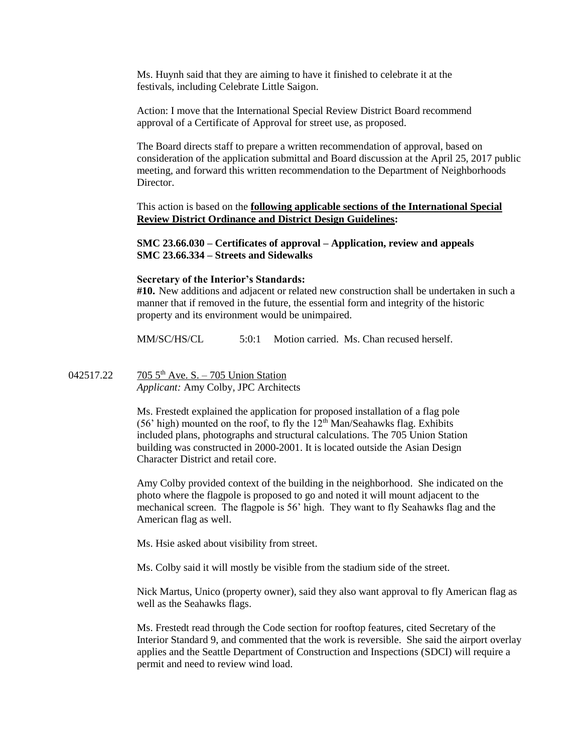Ms. Huynh said that they are aiming to have it finished to celebrate it at the festivals, including Celebrate Little Saigon.

Action: I move that the International Special Review District Board recommend approval of a Certificate of Approval for street use, as proposed.

The Board directs staff to prepare a written recommendation of approval, based on consideration of the application submittal and Board discussion at the April 25, 2017 public meeting, and forward this written recommendation to the Department of Neighborhoods Director.

This action is based on the **following applicable sections of the International Special Review District Ordinance and District Design Guidelines:**

**SMC 23.66.030 – Certificates of approval – Application, review and appeals**
**SMC 23.66.334 – Streets and Sidewalks**

**Secretary of the Interior's Standards:**
**#10.** New additions and adjacent or related new construction shall be undertaken in such a manner that if removed in the future, the essential form and integrity of the historic property and its environment would be unimpaired.

MM/SC/HS/CL 5:0:1 Motion carried. Ms. Chan recused herself.

042517.22 705 5th Ave. S. – 705 Union Station
*Applicant:* Amy Colby, JPC Architects

Ms. Frestedt explained the application for proposed installation of a flag pole (56' high) mounted on the roof, to fly the 12th Man/Seahawks flag. Exhibits included plans, photographs and structural calculations. The 705 Union Station building was constructed in 2000-2001. It is located outside the Asian Design Character District and retail core.

Amy Colby provided context of the building in the neighborhood. She indicated on the photo where the flagpole is proposed to go and noted it will mount adjacent to the mechanical screen. The flagpole is 56' high. They want to fly Seahawks flag and the American flag as well.

Ms. Hsie asked about visibility from street.

Ms. Colby said it will mostly be visible from the stadium side of the street.

Nick Martus, Unico (property owner), said they also want approval to fly American flag as well as the Seahawks flags.

Ms. Frestedt read through the Code section for rooftop features, cited Secretary of the Interior Standard 9, and commented that the work is reversible. She said the airport overlay applies and the Seattle Department of Construction and Inspections (SDCI) will require a permit and need to review wind load.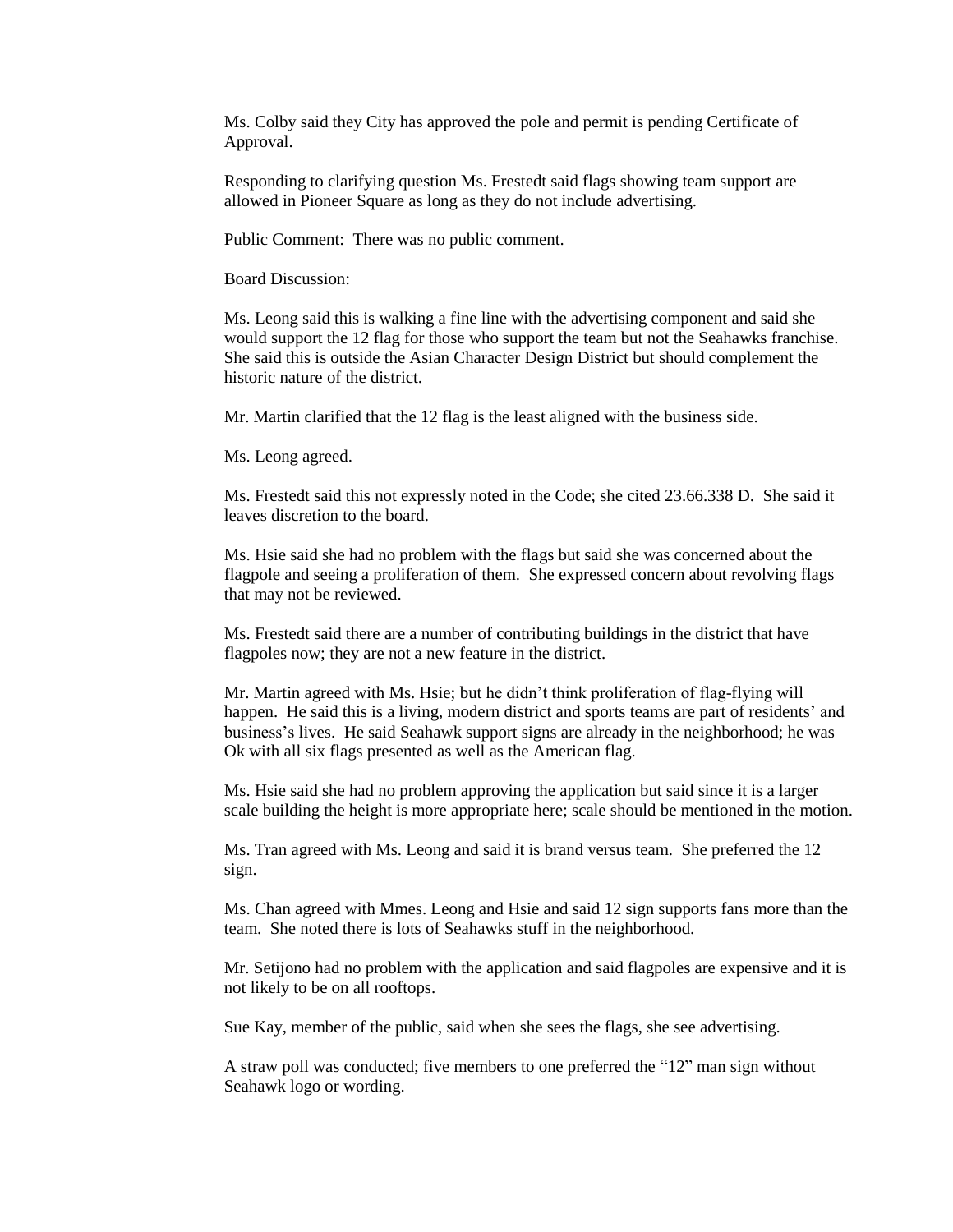Ms. Colby said they City has approved the pole and permit is pending Certificate of Approval.

Responding to clarifying question Ms. Frestedt said flags showing team support are allowed in Pioneer Square as long as they do not include advertising.

Public Comment: There was no public comment.

Board Discussion:

Ms. Leong said this is walking a fine line with the advertising component and said she would support the 12 flag for those who support the team but not the Seahawks franchise. She said this is outside the Asian Character Design District but should complement the historic nature of the district.

Mr. Martin clarified that the 12 flag is the least aligned with the business side.

Ms. Leong agreed.

Ms. Frestedt said this not expressly noted in the Code; she cited 23.66.338 D. She said it leaves discretion to the board.

Ms. Hsie said she had no problem with the flags but said she was concerned about the flagpole and seeing a proliferation of them. She expressed concern about revolving flags that may not be reviewed.

Ms. Frestedt said there are a number of contributing buildings in the district that have flagpoles now; they are not a new feature in the district.

Mr. Martin agreed with Ms. Hsie; but he didn't think proliferation of flag-flying will happen. He said this is a living, modern district and sports teams are part of residents' and business's lives. He said Seahawk support signs are already in the neighborhood; he was Ok with all six flags presented as well as the American flag.

Ms. Hsie said she had no problem approving the application but said since it is a larger scale building the height is more appropriate here; scale should be mentioned in the motion.

Ms. Tran agreed with Ms. Leong and said it is brand versus team. She preferred the 12 sign.

Ms. Chan agreed with Mmes. Leong and Hsie and said 12 sign supports fans more than the team. She noted there is lots of Seahawks stuff in the neighborhood.

Mr. Setijono had no problem with the application and said flagpoles are expensive and it is not likely to be on all rooftops.

Sue Kay, member of the public, said when she sees the flags, she see advertising.

A straw poll was conducted; five members to one preferred the "12" man sign without Seahawk logo or wording.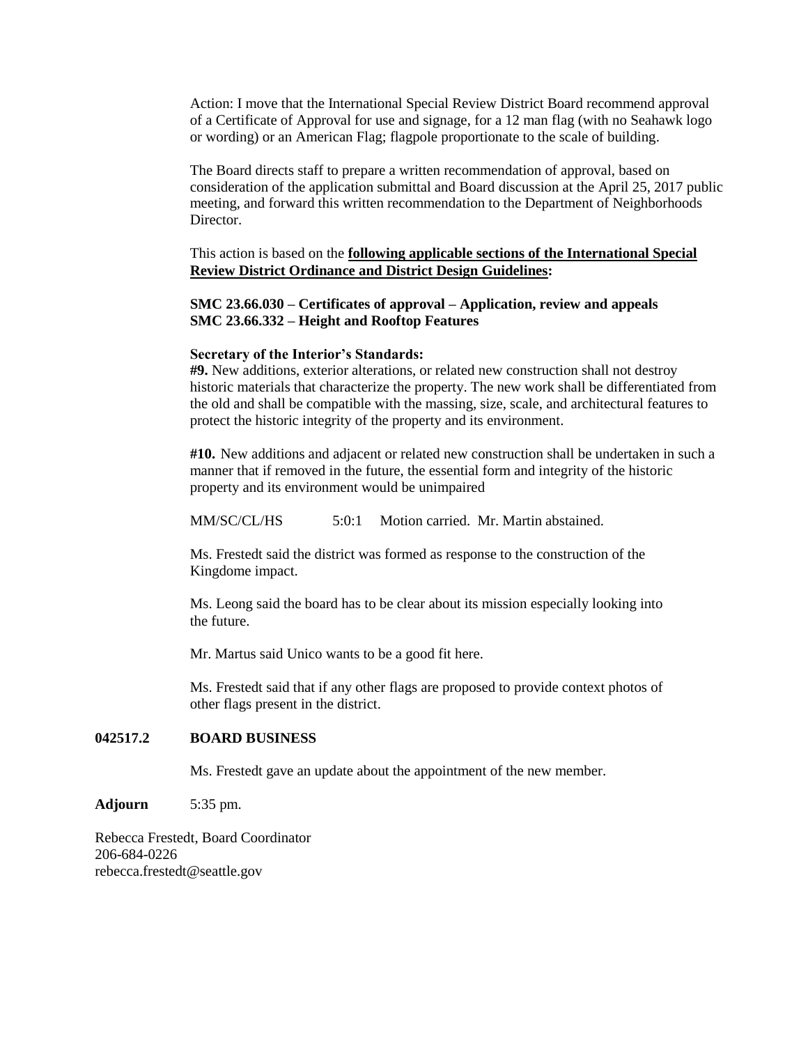Action: I move that the International Special Review District Board recommend approval of a Certificate of Approval for use and signage, for a 12 man flag (with no Seahawk logo or wording) or an American Flag; flagpole proportionate to the scale of building.

The Board directs staff to prepare a written recommendation of approval, based on consideration of the application submittal and Board discussion at the April 25, 2017 public meeting, and forward this written recommendation to the Department of Neighborhoods Director.

This action is based on the **following applicable sections of the International Special Review District Ordinance and District Design Guidelines:**

**SMC 23.66.030 – Certificates of approval – Application, review and appeals**
**SMC 23.66.332 – Height and Rooftop Features**

**Secretary of the Interior's Standards:**
**#9.** New additions, exterior alterations, or related new construction shall not destroy historic materials that characterize the property. The new work shall be differentiated from the old and shall be compatible with the massing, size, scale, and architectural features to protect the historic integrity of the property and its environment.

**#10.** New additions and adjacent or related new construction shall be undertaken in such a manner that if removed in the future, the essential form and integrity of the historic property and its environment would be unimpaired

MM/SC/CL/HS 5:0:1 Motion carried. Mr. Martin abstained.

Ms. Frestedt said the district was formed as response to the construction of the Kingdome impact.

Ms. Leong said the board has to be clear about its mission especially looking into the future.

Mr. Martus said Unico wants to be a good fit here.

Ms. Frestedt said that if any other flags are proposed to provide context photos of other flags present in the district.

**042517.2 BOARD BUSINESS**

Ms. Frestedt gave an update about the appointment of the new member.

**Adjourn** 5:35 pm.

Rebecca Frestedt, Board Coordinator
206-684-0226
rebecca.frestedt@seattle.gov